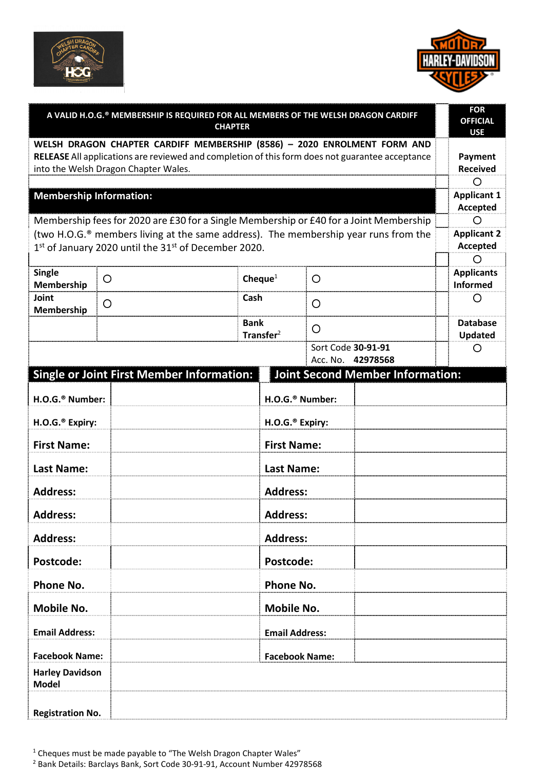| A VALID H.O.G.® MEMBERSHIP IS REQUIRED FOR ALL MEMBERS OF THE WELSH DRAGON CARDIFF CHAPTER | FOR OFFICIAL USE |
|---|---|
| **WELSH DRAGON CHAPTER CARDIFF MEMBERSHIP (8586) – 2020 ENROLMENT FORM AND RELEASE** All applications are reviewed and completion of this form does not guarantee acceptance into the Welsh Dragon Chapter Wales. | **Payment Received** ○ |
| **Membership Information:** | **Applicant 1 Accepted** ○ |
| Membership fees for 2020 are £30 for a Single Membership or £40 for a Joint Membership (two H.O.G.® members living at the same address). The membership year runs from the 1st of January 2020 until the 31st of December 2020. | **Applicant 2 Accepted** ○ |

| | | | | |
|---|---|---|---|---|
| **Single Membership** | ○ | **Cheque**[1] | ○ | **Applicants Informed** ○ |
| **Joint Membership** | ○ | **Cash** | ○ | |
| | | **Bank Transfer**[2] | ○ | **Database Updated** ○ |
| | | | Sort Code **30-91-91** Acc. No. **42978568** | |

| **Single or Joint First Member Information:** | | **Joint Second Member Information:** | |
|---|---|---|---|
| **H.O.G.® Number:** | | **H.O.G.® Number:** | |
| **H.O.G.® Expiry:** | | **H.O.G.® Expiry:** | |
| **First Name:** | | **First Name:** | |
| **Last Name:** | | **Last Name:** | |
| **Address:** | | **Address:** | |
| **Address:** | | **Address:** | |
| **Address:** | | **Address:** | |
| **Postcode:** | | **Postcode:** | |
| **Phone No.** | | **Phone No.** | |
| **Mobile No.** | | **Mobile No.** | |
| **Email Address:** | | **Email Address:** | |
| **Facebook Name:** | | **Facebook Name:** | |
| **Harley Davidson Model** | | | |
| **Registration No.** | | | |

[1] Cheques must be made payable to "The Welsh Dragon Chapter Wales"

[2] Bank Details: Barclays Bank, Sort Code 30-91-91, Account Number 42978568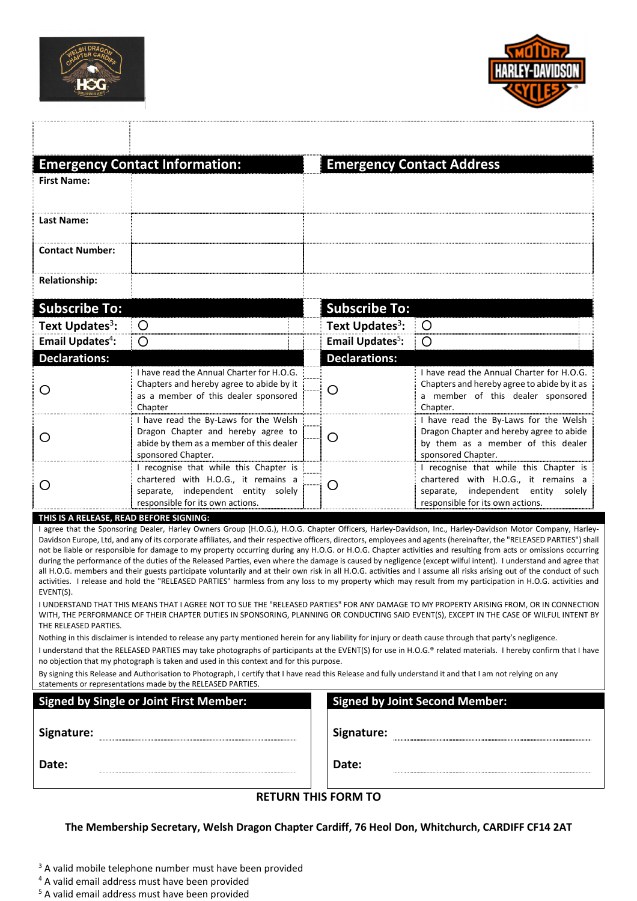| Emergency Contact Information: | | Emergency Contact Address |
|---|---|---|
| First Name: | | |
| Last Name: | | |
| Contact Number: | | |
| Relationship: | | |

| Subscribe To: | | Subscribe To: | |
|---|---|---|---|
| Text Updates[3]: | ○ | Text Updates[3]: | ○ |
| Email Updates[4]: | ○ | Email Updates[5]: | ○ |

| Declarations: | | Declarations: | |
|---|---|---|---|
| ○ | I have read the Annual Charter for H.O.G. Chapters and hereby agree to abide by it as a member of this dealer sponsored Chapter | ○ | I have read the Annual Charter for H.O.G. Chapters and hereby agree to abide by it as a member of this dealer sponsored Chapter. |
| ○ | I have read the By-Laws for the Welsh Dragon Chapter and hereby agree to abide by them as a member of this dealer sponsored Chapter. | ○ | I have read the By-Laws for the Welsh Dragon Chapter and hereby agree to abide by them as a member of this dealer sponsored Chapter. |
| ○ | I recognise that while this Chapter is chartered with H.O.G., it remains a separate, independent entity solely responsible for its own actions. | ○ | I recognise that while this Chapter is chartered with H.O.G., it remains a separate, independent entity solely responsible for its own actions. |

**THIS IS A RELEASE, READ BEFORE SIGNING:**

I agree that the Sponsoring Dealer, Harley Owners Group (H.O.G.), H.O.G. Chapter Officers, Harley-Davidson, Inc., Harley-Davidson Motor Company, Harley-Davidson Europe, Ltd, and any of its corporate affiliates, and their respective officers, directors, employees and agents (hereinafter, the "RELEASED PARTIES") shall not be liable or responsible for damage to my property occurring during any H.O.G. or H.O.G. Chapter activities and resulting from acts or omissions occurring during the performance of the duties of the Released Parties, even where the damage is caused by negligence (except wilful intent). I understand and agree that all H.O.G. members and their guests participate voluntarily and at their own risk in all H.O.G. activities and I assume all risks arising out of the conduct of such activities. I release and hold the "RELEASED PARTIES" harmless from any loss to my property which may result from my participation in H.O.G. activities and EVENT(S).

I UNDERSTAND THAT THIS MEANS THAT I AGREE NOT TO SUE THE "RELEASED PARTIES" FOR ANY DAMAGE TO MY PROPERTY ARISING FROM, OR IN CONNECTION WITH, THE PERFORMANCE OF THEIR CHAPTER DUTIES IN SPONSORING, PLANNING OR CONDUCTING SAID EVENT(S), EXCEPT IN THE CASE OF WILFUL INTENT BY THE RELEASED PARTIES.

Nothing in this disclaimer is intended to release any party mentioned herein for any liability for injury or death cause through that party's negligence.

I understand that the RELEASED PARTIES may take photographs of participants at the EVENT(S) for use in H.O.G.® related materials. I hereby confirm that I have no objection that my photograph is taken and used in this context and for this purpose.

By signing this Release and Authorisation to Photograph, I certify that I have read this Release and fully understand it and that I am not relying on any statements or representations made by the RELEASED PARTIES.

| Signed by Single or Joint First Member: | Signed by Joint Second Member: |
|---|---|
| Signature: ................................ | Signature: ................................ |
| Date: ................................ | Date: ................................ |

**RETURN THIS FORM TO**

**The Membership Secretary, Welsh Dragon Chapter Cardiff, 76 Heol Don, Whitchurch, CARDIFF CF14 2AT**

[3] A valid mobile telephone number must have been provided
[4] A valid email address must have been provided
[5] A valid email address must have been provided